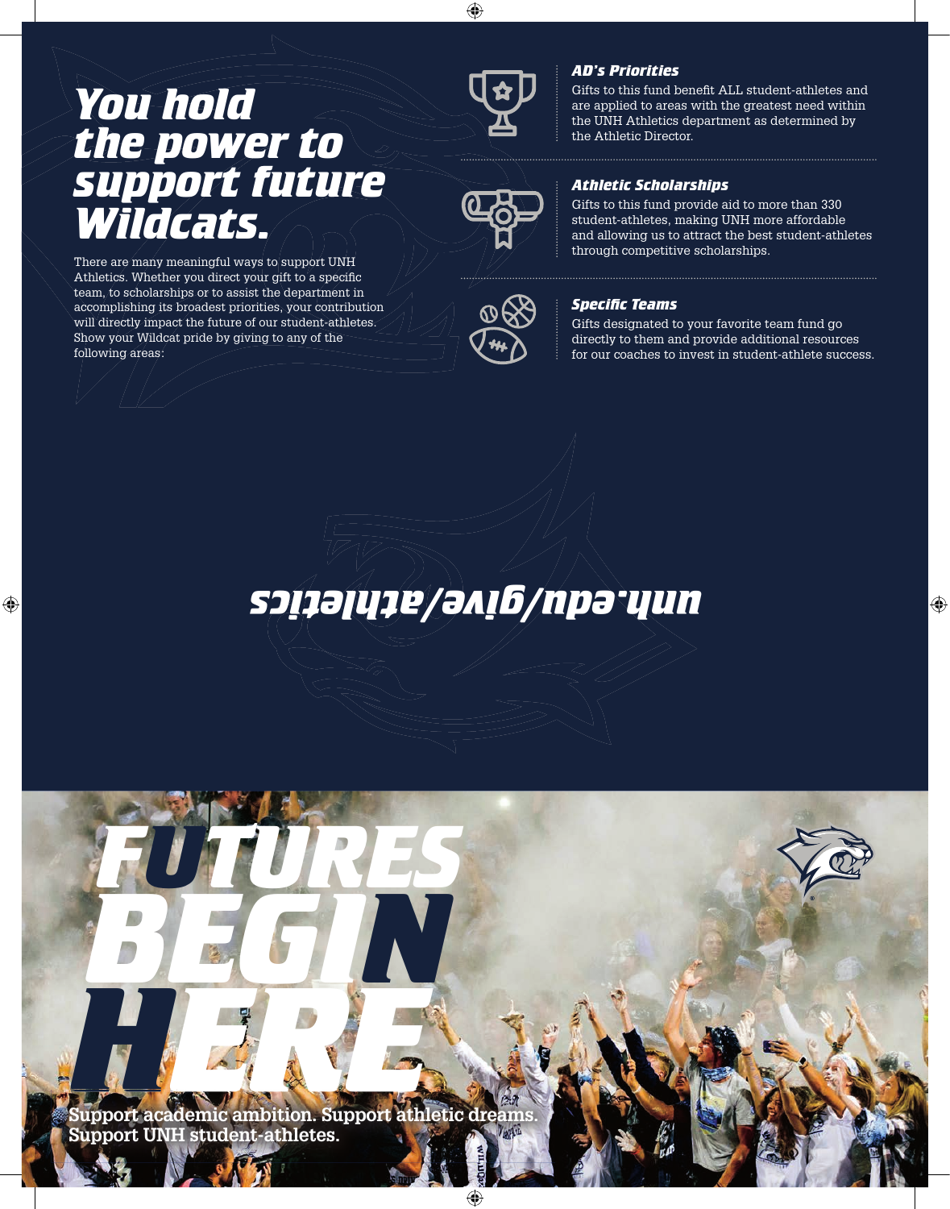# You hold the power to support future Wildcats.

There are many meaningful ways to support UNH Athletics. Whether you direct your gift to a specific team, to scholarships or to assist the department in accomplishing its broadest priorities, your contribution will directly impact the future of our student-athletes. Show your Wildcat pride by giving to any of the following areas:

### *AD's Priorities*

Gifts to this fund benefit ALL student-athletes and are applied to areas with the greatest need within the UNH Athletics department as determined by the Athletic Director.

### *Athletic Scholarships*

Gifts to this fund provide aid to more than 330 student-athletes, making UNH more affordable and allowing us to attract the best student-athletes through competitive scholarships.

### *Specific Teams*

Gifts designated to your favorite team fund go directly to them and provide additional resources for our coaches to invest in student-athlete success.

**unh.edu/give/athletics**

# FUTURES BEGIN HERE

**Support academic ambition. Support athletic dreams. Support UNH student-athletes.**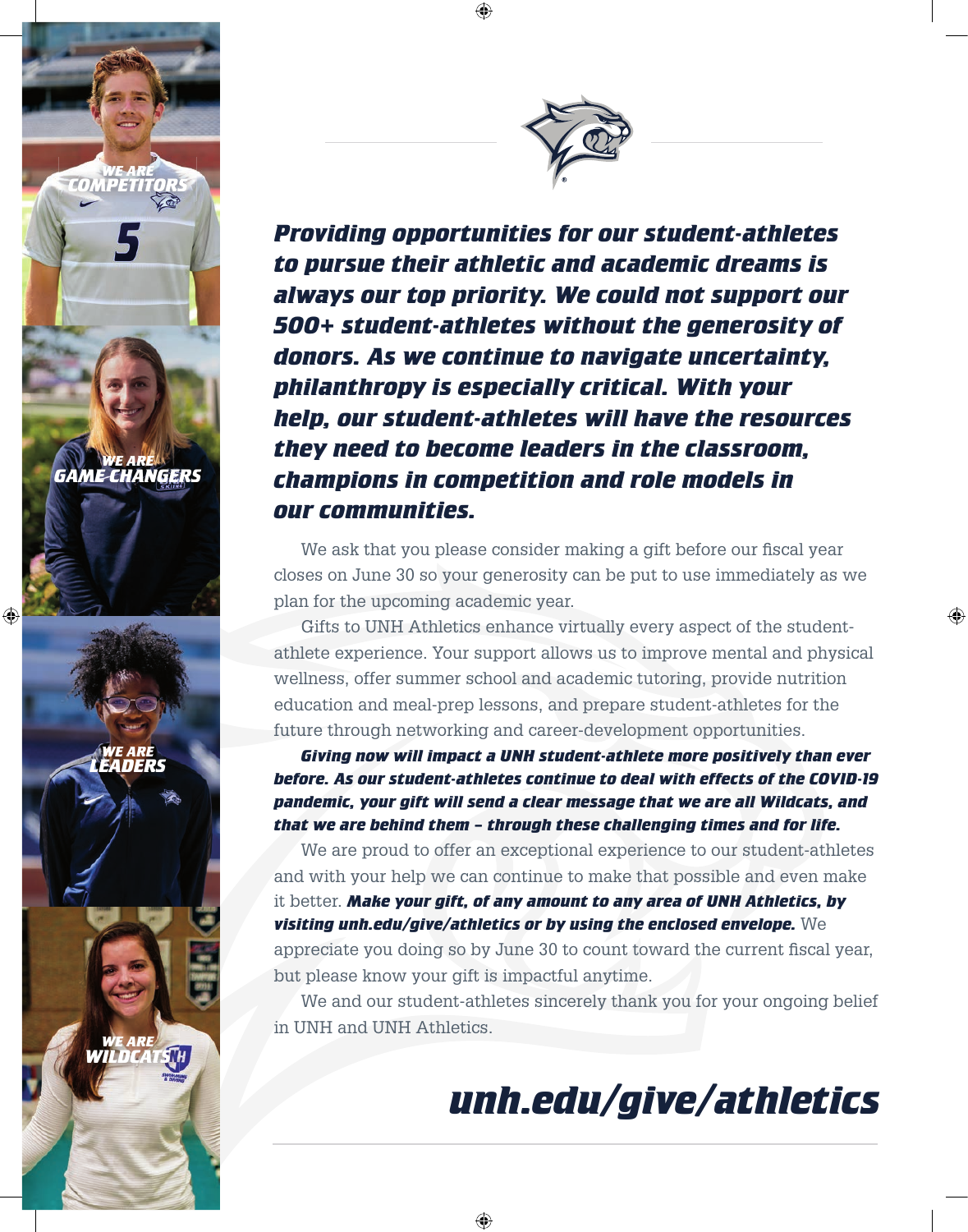WE ARE COMPETITORS

WE ARE GAME CHANGERS

WE ARE LEADERS

WE ARE WILDCATS

***Providing opportunities for our student-athletes to pursue their athletic and academic dreams is always our top priority. We could not support our 500+ student-athletes without the generosity of donors. As we continue to navigate uncertainty, philanthropy is especially critical. With your help, our student-athletes will have the resources they need to become leaders in the classroom, champions in competition and role models in our communities.***

We ask that you please consider making a gift before our fiscal year closes on June 30 so your generosity can be put to use immediately as we plan for the upcoming academic year.

Gifts to UNH Athletics enhance virtually every aspect of the student-athlete experience. Your support allows us to improve mental and physical wellness, offer summer school and academic tutoring, provide nutrition education and meal-prep lessons, and prepare student-athletes for the future through networking and career-development opportunities.

***Giving now will impact a UNH student-athlete more positively than ever before. As our student-athletes continue to deal with effects of the COVID-19 pandemic, your gift will send a clear message that we are all Wildcats, and that we are behind them – through these challenging times and for life.***

We are proud to offer an exceptional experience to our student-athletes and with your help we can continue to make that possible and even make it better. ***Make your gift, of any amount to any area of UNH Athletics, by visiting unh.edu/give/athletics or by using the enclosed envelope.*** We appreciate you doing so by June 30 to count toward the current fiscal year, but please know your gift is impactful anytime.

We and our student-athletes sincerely thank you for your ongoing belief in UNH and UNH Athletics.

## ***unh.edu/give/athletics***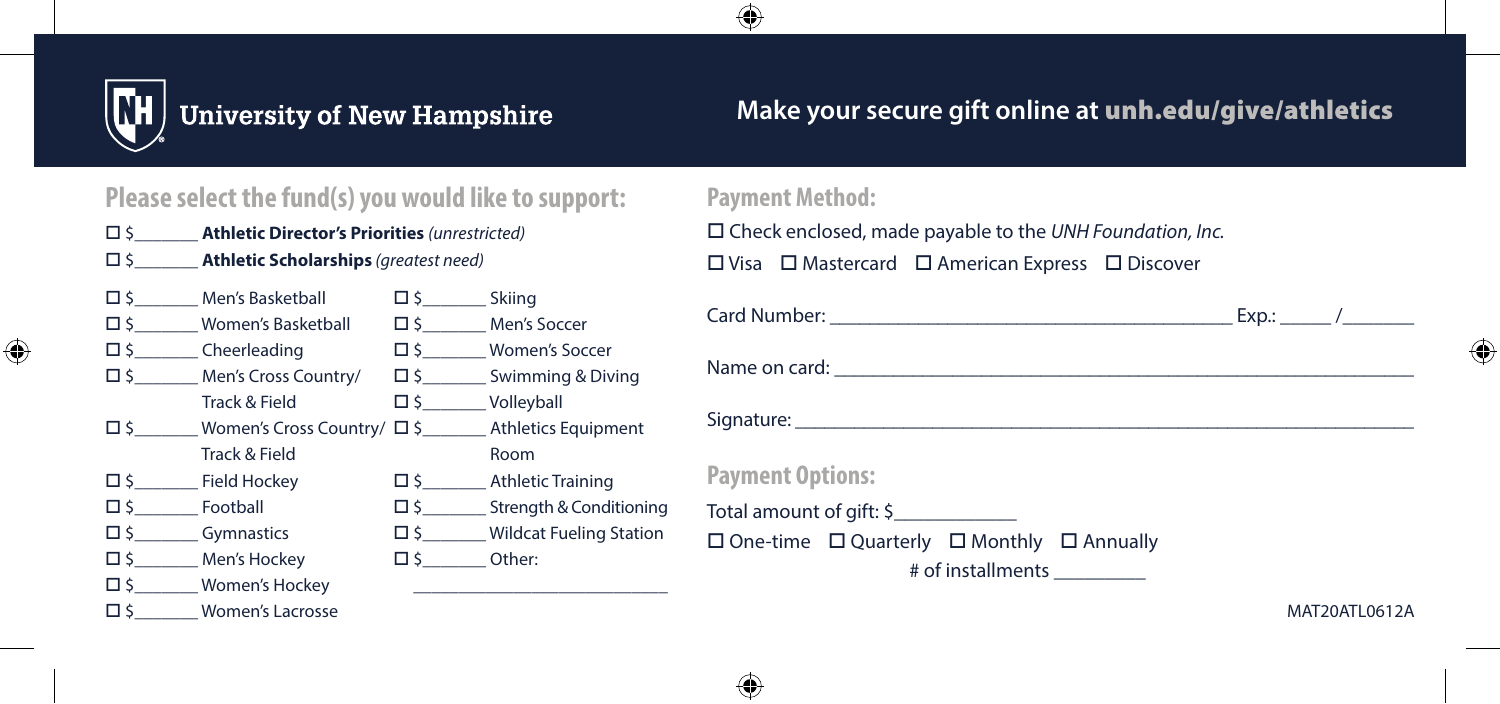# University of New Hampshire

**Make your secure gift online at unh.edu/give/athletics**

## Please select the fund(s) you would like to support:

- ☐ $_______ **Athletic Director's Priorities** *(unrestricted)*
- ☐ $_______ **Athletic Scholarships** *(greatest need)*

- ☐ $_______ Men's Basketball
- ☐ $_______ Women's Basketball
- ☐ $_______ Cheerleading
- ☐ $_______ Men's Cross Country/ Track & Field
- ☐ $_______ Women's Cross Country/ Track & Field
- ☐ $_______ Field Hockey
- ☐ $_______ Football
- ☐ $_______ Gymnastics
- ☐ $_______ Men's Hockey
- ☐ $_______ Women's Hockey
- ☐ $_______ Women's Lacrosse
- ☐ $_______ Skiing
- ☐ $_______ Men's Soccer
- ☐ $_______ Women's Soccer
- ☐ $_______ Swimming & Diving
- ☐ $_______ Volleyball
- ☐ $_______ Athletics Equipment Room
- ☐ $_______ Athletic Training
- ☐ $_______ Strength & Conditioning
- ☐ $_______ Wildcat Fueling Station
- ☐ $_______ Other: ___________________________

## Payment Method:

☐ Check enclosed, made payable to the *UNH Foundation, Inc.*

☐ Visa ☐ Mastercard ☐ American Express ☐ Discover

Card Number: ________________________________________ Exp.: _____ /_______

Name on card: ____________________________________________________________

Signature: _______________________________________________________________

## Payment Options:

Total amount of gift: $____________

☐ One-time ☐ Quarterly ☐ Monthly ☐ Annually

# of installments _________

MAT20ATL0612A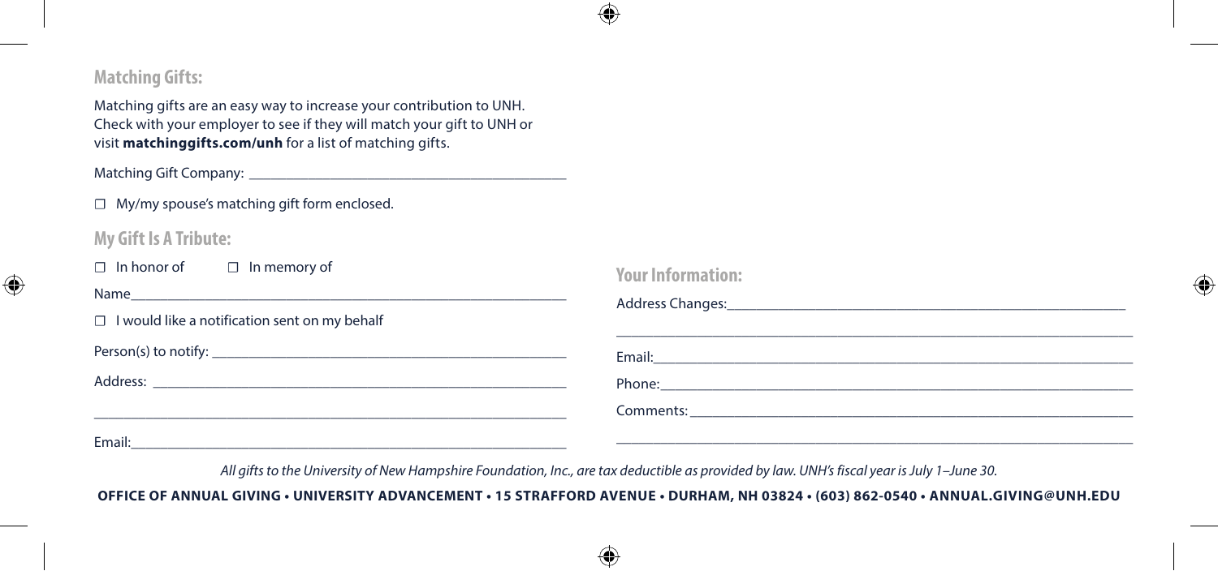## Matching Gifts:

Matching gifts are an easy way to increase your contribution to UNH. Check with your employer to see if they will match your gift to UNH or visit **matchinggifts.com/unh** for a list of matching gifts.

Matching Gift Company: ___________________________________________

☐ My/my spouse's matching gift form enclosed.

## My Gift Is A Tribute:

☐ In honor of ☐ In memory of

Name___________________________________________________________

☐ I would like a notification sent on my behalf

Person(s) to notify: ______________________________________________

Address: _______________________________________________________

_______________________________________________________________

Email:_________________________________________________________

## Your Information:

Address Changes:_______________________________________________________

_____________________________________________________________________

Email:_______________________________________________________________

Phone:_______________________________________________________________

Comments: ___________________________________________________________

_____________________________________________________________________

*All gifts to the University of New Hampshire Foundation, Inc., are tax deductible as provided by law. UNH's fiscal year is July 1–June 30.*

**OFFICE OF ANNUAL GIVING • UNIVERSITY ADVANCEMENT • 15 STRAFFORD AVENUE • DURHAM, NH 03824 • (603) 862-0540 • ANNUAL.GIVING@UNH.EDU**